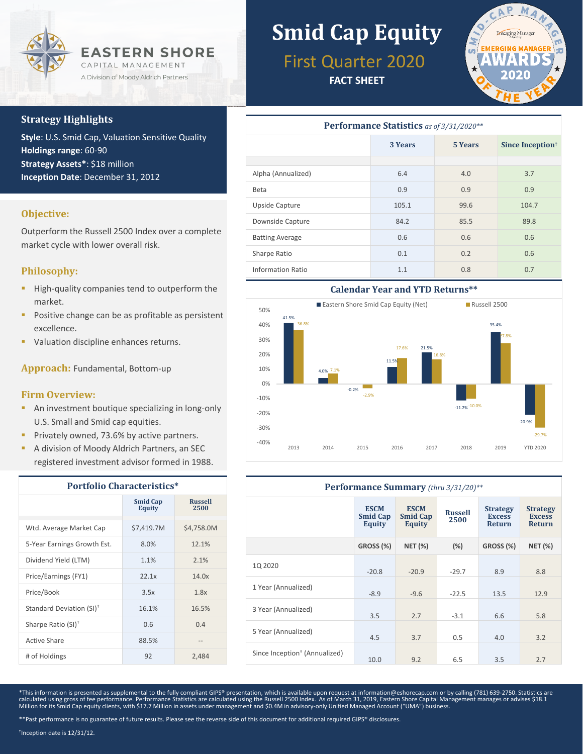# EASTERN SHORE CAPITAL MANAGEMENT

A Division of Moody Aldrich Partners

# Smid Cap Equity

## First Quarter 2020

**FACT SHEET**

SMID-CAP MANAGER Emerging Manager EMERGING MANAGER AWARDS 2020 OF THE YEAR

## Strategy Highlights

**Style**: U.S. Smid Cap, Valuation Sensitive Quality
**Holdings range**: 60-90
**Strategy Assets***: $18 million
**Inception Date**: December 31, 2012

## Objective:

Outperform the Russell 2500 Index over a complete market cycle with lower overall risk.

## Philosophy:

- High-quality companies tend to outperform the market.
- Positive change can be as profitable as persistent excellence.
- Valuation discipline enhances returns.

## Approach: Fundamental, Bottom-up

## Firm Overview:

- An investment boutique specializing in long-only U.S. Small and Smid cap equities.
- Privately owned, 73.6% by active partners.
- A division of Moody Aldrich Partners, an SEC registered investment advisor formed in 1988.

## Performance Statistics *as of 3/31/2020***

| | 3 Years | 5 Years | Since Inception† |
|---|---|---|---|
| Alpha (Annualized) | 6.4 | 4.0 | 3.7 |
| Beta | 0.9 | 0.9 | 0.9 |
| Upside Capture | 105.1 | 99.6 | 104.7 |
| Downside Capture | 84.2 | 85.5 | 89.8 |
| Batting Average | 0.6 | 0.6 | 0.6 |
| Sharpe Ratio | 0.1 | 0.2 | 0.6 |
| Information Ratio | 1.1 | 0.8 | 0.7 |

## Calendar Year and YTD Returns**

| | Eastern Shore Smid Cap Equity (Net) | Russell 2500 |
|---|---|---|
| 2013 | 41.5% | 36.8% |
| 2014 | 4.0% | 7.1% |
| 2015 | -0.2% | -2.9% |
| 2016 | 11.5% | 17.6% |
| 2017 | 21.5% | 16.8% |
| 2018 | -11.2% | -10.0% |
| 2019 | 35.4% | 27.8% |
| YTD 2020 | -20.9% | -29.7% |

## Portfolio Characteristics*

| | Smid Cap Equity | Russell 2500 |
|---|---|---|
| Wtd. Average Market Cap | $7,419.7M | $4,758.0M |
| 5-Year Earnings Growth Est. | 8.0% | 12.1% |
| Dividend Yield (LTM) | 1.1% | 2.1% |
| Price/Earnings (FY1) | 22.1x | 14.0x |
| Price/Book | 3.5x | 1.8x |
| Standard Deviation (SI)† | 16.1% | 16.5% |
| Sharpe Ratio (SI)† | 0.6 | 0.4 |
| Active Share | 88.5% | -- |
| # of Holdings | 92 | 2,484 |

## Performance Summary *(thru 3/31/20)***

| | ESCM Smid Cap Equity | ESCM Smid Cap Equity | Russell 2500 | Strategy Excess Return | Strategy Excess Return |
|---|---|---|---|---|---|
| | GROSS (%) | NET (%) | (%) | GROSS (%) | NET (%) |
| 1Q 2020 | -20.8 | -20.9 | -29.7 | 8.9 | 8.8 |
| 1 Year (Annualized) | -8.9 | -9.6 | -22.5 | 13.5 | 12.9 |
| 3 Year (Annualized) | 3.5 | 2.7 | -3.1 | 6.6 | 5.8 |
| 5 Year (Annualized) | 4.5 | 3.7 | 0.5 | 4.0 | 3.2 |
| Since Inception† (Annualized) | 10.0 | 9.2 | 6.5 | 3.5 | 2.7 |

*This information is presented as supplemental to the fully compliant GIPS® presentation, which is available upon request at information@eshorecap.com or by calling (781) 639-2750. Statistics are calculated using gross of fee performance. Performance Statistics are calculated using the Russell 2500 Index. As of March 31, 2019, Eastern Shore Capital Management manages or advises $18.1 Million for its Smid Cap equity clients, with $17.7 Million in assets under management and $0.4M in advisory-only Unified Managed Account ("UMA") business.

**Past performance is no guarantee of future results. Please see the reverse side of this document for additional required GIPS® disclosures.

†Inception date is 12/31/12.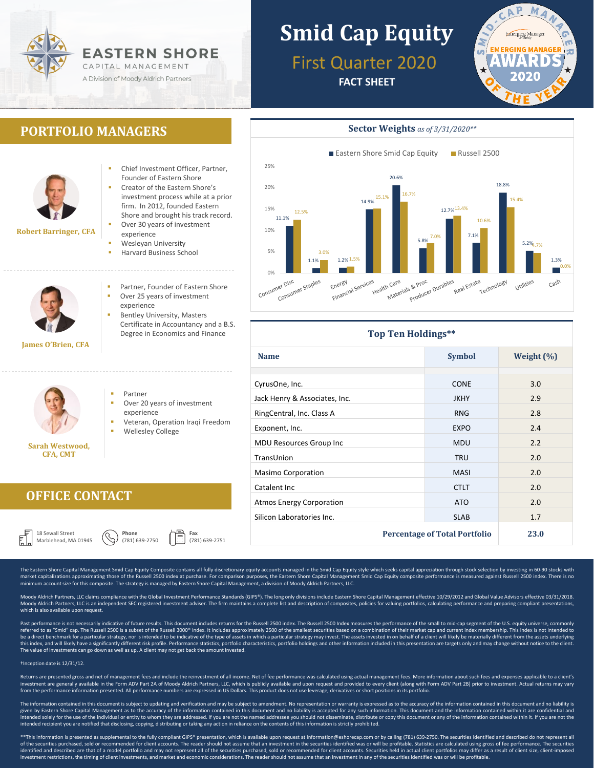# Smid Cap Equity

## First Quarter 2020

**FACT SHEET**

EASTERN SHORE
CAPITAL MANAGEMENT
A Division of Moody Aldrich Partners

SMID-CAP MANAGER OF THE YEAR
Emerging Manager
EMERGING MANAGER AWARDS 2020

## PORTFOLIO MANAGERS

**Robert Barringer, CFA**

- Chief Investment Officer, Partner, Founder of Eastern Shore
- Creator of the Eastern Shore's investment process while at a prior firm. In 2012, founded Eastern Shore and brought his track record.
- Over 30 years of investment experience
- Wesleyan University
- Harvard Business School

**James O'Brien, CFA**

- Partner, Founder of Eastern Shore
- Over 25 years of investment experience
- Bentley University, Masters Certificate in Accountancy and a B.S. Degree in Economics and Finance

**Sarah Westwood, CFA, CMT**

- Partner
- Over 20 years of investment experience
- Veteran, Operation Iraqi Freedom
- Wellesley College

## OFFICE CONTACT

18 Sewall Street
Marblehead, MA 01945

Phone
(781) 639-2750

Fax
(781) 639-2751

## Sector Weights *as of 3/31/2020***

Eastern Shore Smid Cap Equity | Russell 2500

25%
20%
15%
10%
5%
0%

Consumer Disc 11.1% 12.5%
Consumer Staples 1.1% 3.0%
Energy 1.2% 1.5%
Financial Services 14.9% 15.1%
Health Care 20.6% 16.7%
Materials & Proc 5.8% 7.0%
Producer Durables 12.7% 13.4%
Real Estate 7.1% 10.6%
Technology 18.8% 15.4%
Utilities 5.2% 4.7%
Cash 1.3% 0.0%

## Top Ten Holdings**

| Name | Symbol | Weight (%) |
|---|---|---|
| CyrusOne, Inc. | CONE | 3.0 |
| Jack Henry & Associates, Inc. | JKHY | 2.9 |
| RingCentral, Inc. Class A | RNG | 2.8 |
| Exponent, Inc. | EXPO | 2.4 |
| MDU Resources Group Inc | MDU | 2.2 |
| TransUnion | TRU | 2.0 |
| Masimo Corporation | MASI | 2.0 |
| Catalent Inc | CTLT | 2.0 |
| Atmos Energy Corporation | ATO | 2.0 |
| Silicon Laboratories Inc. | SLAB | 1.7 |
| **Percentage of Total Portfolio** | | **23.0** |

The Eastern Shore Capital Management Smid Cap Equity Composite contains all fully discretionary equity accounts managed in the Smid Cap Equity style which seeks capital appreciation through stock selection by investing in 60-90 stocks with market capitalizations approximating those of the Russell 2500 index at purchase. For comparison purposes, the Eastern Shore Capital Management Smid Cap Equity composite performance is measured against Russell 2500 index. There is no minimum account size for this composite. The strategy is managed by Eastern Shore Capital Management, a division of Moody Aldrich Partners, LLC.

Moody Aldrich Partners, LLC claims compliance with the Global Investment Performance Standards (GIPS®). The long only divisions include Eastern Shore Capital Management effective 10/29/2012 and Global Value Advisors effective 03/31/2018. Moody Aldrich Partners, LLC is an independent SEC registered investment adviser. The firm maintains a complete list and description of composites, policies for valuing portfolios, calculating performance and preparing compliant presentations, which is also available upon request.

Past performance is not necessarily indicative of future results. This document includes returns for the Russell 2500 index. The Russell 2500 Index measures the performance of the small to mid-cap segment of the U.S. equity universe, commonly referred to as "Smid" cap. The Russell 2500 is a subset of the Russell 3000® Index. It includes approximately 2500 of the smallest securities based on a combination of their market cap and current index membership. This index is not intended to be a direct benchmark for a particular strategy, nor is intended to be indicative of the type of assets in which a particular strategy may invest. The assets invested in on behalf of a client will likely be materially different from the assets underlying this index, and will likely have a significantly different risk profile. Performance statistics, portfolio characteristics, portfolio holdings and other information included in this presentation are targets only and may change without notice to the client. The value of investments can go down as well as up. A client may not get back the amount invested.

†Inception date is 12/31/12.

Returns are presented gross and net of management fees and include the reinvestment of all income. Net of fee performance was calculated using actual management fees. More information about such fees and expenses applicable to a client's investment are generally available in the Form ADV Part 2A of Moody Aldrich Partners, LLC, which is publicly available and upon request and provided to every client (along with Form ADV Part 2B) prior to investment. Actual returns may vary from the performance information presented. All performance numbers are expressed in US Dollars. This product does not use leverage, derivatives or short positions in its portfolio.

The information contained in this document is subject to updating and verification and may be subject to amendment. No representation or warranty is expressed as to the accuracy of the information contained in this document and no liability is given by Eastern Shore Capital Management as to the accuracy of the information contained in this document and no liability is accepted for any such information. This document and the information contained within it are confidential and intended solely for the use of the individual or entity to whom they are addressed. If you are not the named addressee you should not disseminate, distribute or copy this document or any of the information contained within it. If you are not the intended recipient you are notified that disclosing, copying, distributing or taking any action in reliance on the contents of this information is strictly prohibited.

**This information is presented as supplemental to the fully compliant GIPS® presentation, which is available upon request at information@eshorecap.com or by calling (781) 639-2750. The securities identified and described do not represent all of the securities purchased, sold or recommended for client accounts. The reader should not assume that an investment in the securities identified was or will be profitable. Statistics are calculated using gross of fee performance. The securities identified and described are that of a model portfolio and may not represent all of the securities purchased, sold or recommended for client accounts. Securities held in actual client portfolios may differ as a result of client size, client-imposed investment restrictions, the timing of client investments, and market and economic considerations. The reader should not assume that an investment in any of the securities identified was or will be profitable.